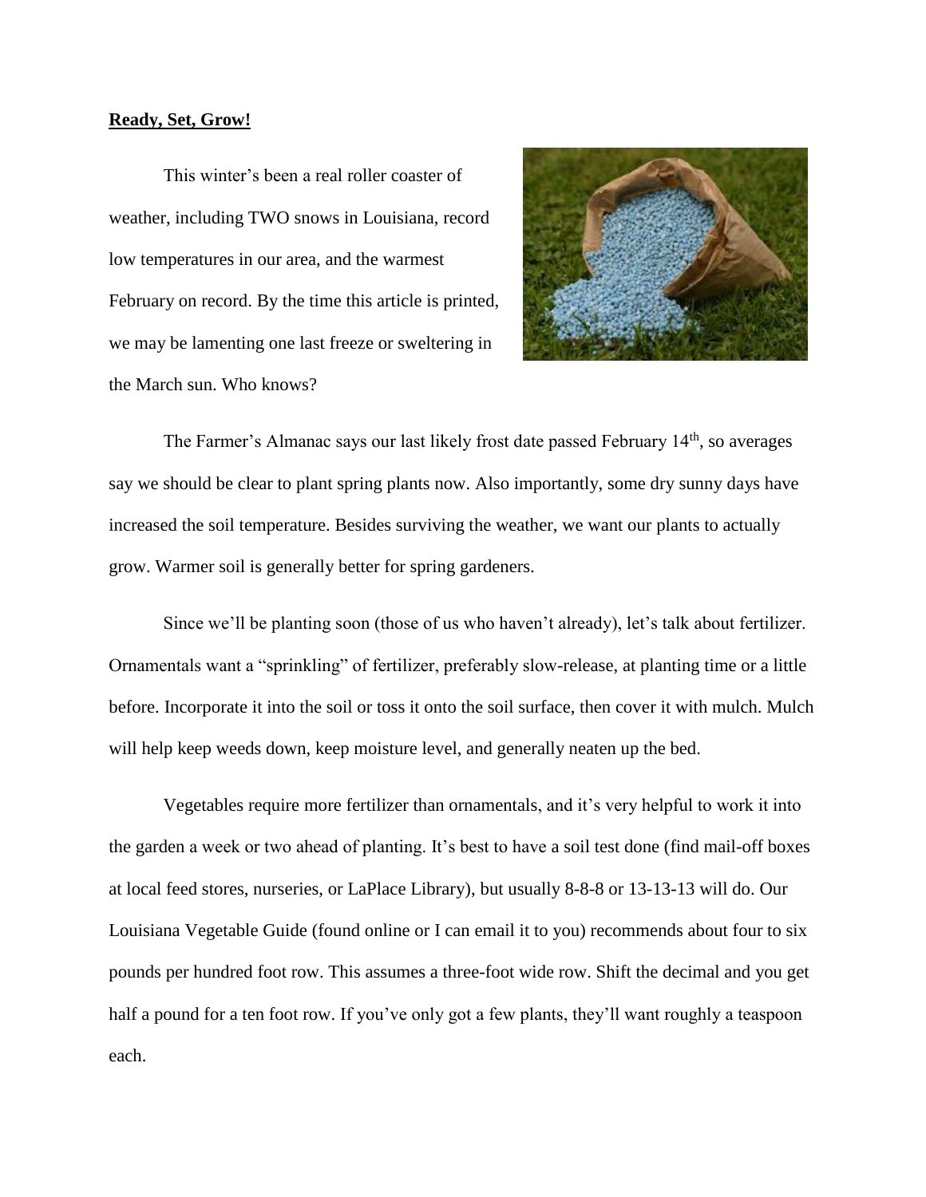**Ready, Set, Grow!**

This winter's been a real roller coaster of weather, including TWO snows in Louisiana, record low temperatures in our area, and the warmest February on record. By the time this article is printed, we may be lamenting one last freeze or sweltering in the March sun. Who knows?

The Farmer's Almanac says our last likely frost date passed February 14th, so averages say we should be clear to plant spring plants now. Also importantly, some dry sunny days have increased the soil temperature. Besides surviving the weather, we want our plants to actually grow. Warmer soil is generally better for spring gardeners.

Since we'll be planting soon (those of us who haven't already), let's talk about fertilizer. Ornamentals want a "sprinkling" of fertilizer, preferably slow-release, at planting time or a little before. Incorporate it into the soil or toss it onto the soil surface, then cover it with mulch. Mulch will help keep weeds down, keep moisture level, and generally neaten up the bed.

Vegetables require more fertilizer than ornamentals, and it's very helpful to work it into the garden a week or two ahead of planting. It's best to have a soil test done (find mail-off boxes at local feed stores, nurseries, or LaPlace Library), but usually 8-8-8 or 13-13-13 will do. Our Louisiana Vegetable Guide (found online or I can email it to you) recommends about four to six pounds per hundred foot row. This assumes a three-foot wide row. Shift the decimal and you get half a pound for a ten foot row. If you've only got a few plants, they'll want roughly a teaspoon each.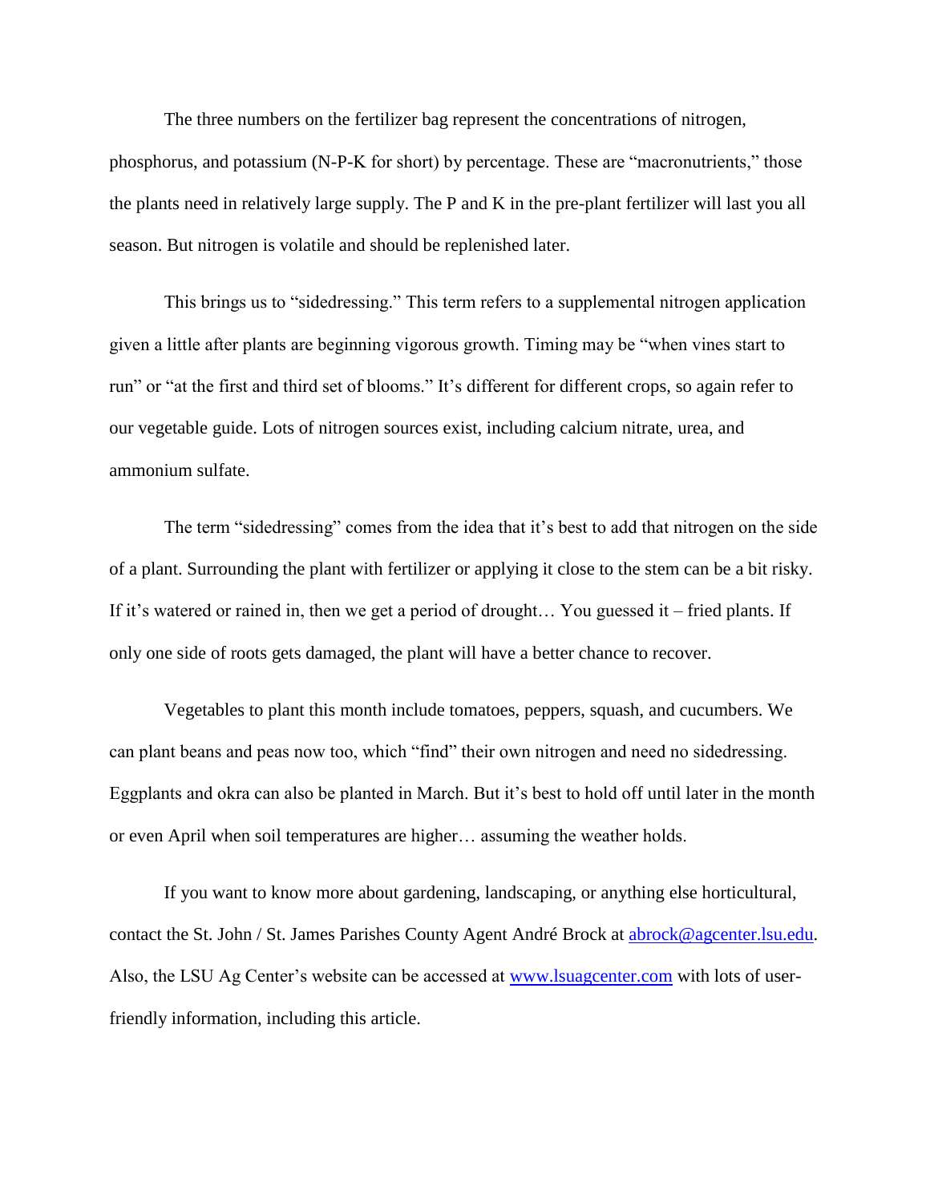The three numbers on the fertilizer bag represent the concentrations of nitrogen, phosphorus, and potassium (N-P-K for short) by percentage. These are "macronutrients," those the plants need in relatively large supply. The P and K in the pre-plant fertilizer will last you all season. But nitrogen is volatile and should be replenished later.

This brings us to "sidedressing." This term refers to a supplemental nitrogen application given a little after plants are beginning vigorous growth. Timing may be "when vines start to run" or "at the first and third set of blooms." It's different for different crops, so again refer to our vegetable guide. Lots of nitrogen sources exist, including calcium nitrate, urea, and ammonium sulfate.

The term "sidedressing" comes from the idea that it's best to add that nitrogen on the side of a plant. Surrounding the plant with fertilizer or applying it close to the stem can be a bit risky. If it's watered or rained in, then we get a period of drought… You guessed it – fried plants. If only one side of roots gets damaged, the plant will have a better chance to recover.

Vegetables to plant this month include tomatoes, peppers, squash, and cucumbers. We can plant beans and peas now too, which "find" their own nitrogen and need no sidedressing. Eggplants and okra can also be planted in March. But it's best to hold off until later in the month or even April when soil temperatures are higher… assuming the weather holds.

If you want to know more about gardening, landscaping, or anything else horticultural, contact the St. John / St. James Parishes County Agent André Brock at [abrock@agcenter.lsu.edu](mailto:abrock@agcenter.lsu.edu). Also, the LSU Ag Center's website can be accessed at [www.lsuagcenter.com](http://www.lsuagcenter.com) with lots of user-friendly information, including this article.